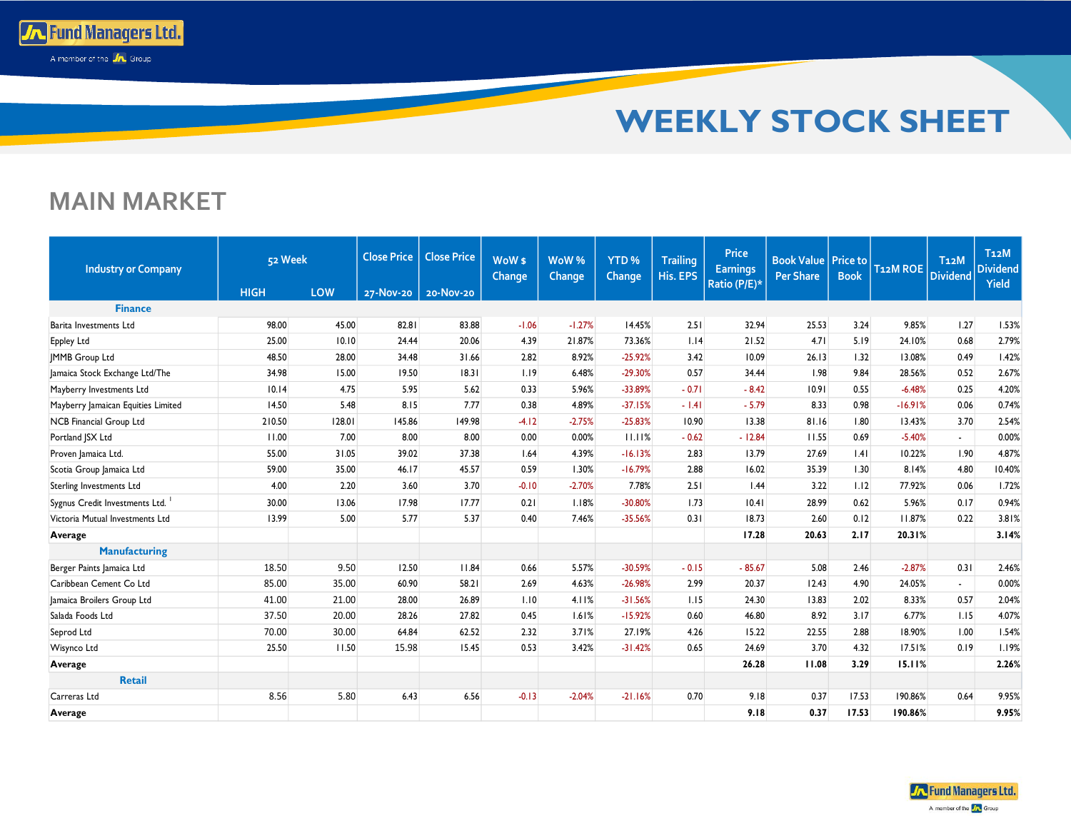# WEEKLY STOCK SHEET

## MAIN MARKET

| Industry or Company | 52 Week | | Close Price | Close Price | WoW $ Change | WoW % Change | YTD % Change | Trailing His. EPS | Price Earnings Ratio (P/E)* | Book Value Per Share | Price to Book | T12M ROE | T12M Dividend | T12M Dividend Yield |
|---|---|---|---|---|---|---|---|---|---|---|---|---|---|---|
| | HIGH | LOW | 27-Nov-20 | 20-Nov-20 | | | | | | | | | | |
| **Finance** | | | | | | | | | | | | | | |
| Barita Investments Ltd | 98.00 | 45.00 | 82.81 | 83.88 | -1.06 | -1.27% | 14.45% | 2.51 | 32.94 | 25.53 | 3.24 | 9.85% | 1.27 | 1.53% |
| Eppley Ltd | 25.00 | 10.10 | 24.44 | 20.06 | 4.39 | 21.87% | 73.36% | 1.14 | 21.52 | 4.71 | 5.19 | 24.10% | 0.68 | 2.79% |
| JMMB Group Ltd | 48.50 | 28.00 | 34.48 | 31.66 | 2.82 | 8.92% | -25.92% | 3.42 | 10.09 | 26.13 | 1.32 | 13.08% | 0.49 | 1.42% |
| Jamaica Stock Exchange Ltd/The | 34.98 | 15.00 | 19.50 | 18.31 | 1.19 | 6.48% | -29.30% | 0.57 | 34.44 | 1.98 | 9.84 | 28.56% | 0.52 | 2.67% |
| Mayberry Investments Ltd | 10.14 | 4.75 | 5.95 | 5.62 | 0.33 | 5.96% | -33.89% | - 0.71 | - 8.42 | 10.91 | 0.55 | -6.48% | 0.25 | 4.20% |
| Mayberry Jamaican Equities Limited | 14.50 | 5.48 | 8.15 | 7.77 | 0.38 | 4.89% | -37.15% | - 1.41 | - 5.79 | 8.33 | 0.98 | -16.91% | 0.06 | 0.74% |
| NCB Financial Group Ltd | 210.50 | 128.01 | 145.86 | 149.98 | -4.12 | -2.75% | -25.83% | 10.90 | 13.38 | 81.16 | 1.80 | 13.43% | 3.70 | 2.54% |
| Portland JSX Ltd | 11.00 | 7.00 | 8.00 | 8.00 | 0.00 | 0.00% | 11.11% | - 0.62 | - 12.84 | 11.55 | 0.69 | -5.40% | - | 0.00% |
| Proven Jamaica Ltd. | 55.00 | 31.05 | 39.02 | 37.38 | 1.64 | 4.39% | -16.13% | 2.83 | 13.79 | 27.69 | 1.41 | 10.22% | 1.90 | 4.87% |
| Scotia Group Jamaica Ltd | 59.00 | 35.00 | 46.17 | 45.57 | 0.59 | 1.30% | -16.79% | 2.88 | 16.02 | 35.39 | 1.30 | 8.14% | 4.80 | 10.40% |
| Sterling Investments Ltd | 4.00 | 2.20 | 3.60 | 3.70 | -0.10 | -2.70% | 7.78% | 2.51 | 1.44 | 3.22 | 1.12 | 77.92% | 0.06 | 1.72% |
| Sygnus Credit Investments Ltd. [1] | 30.00 | 13.06 | 17.98 | 17.77 | 0.21 | 1.18% | -30.80% | 1.73 | 10.41 | 28.99 | 0.62 | 5.96% | 0.17 | 0.94% |
| Victoria Mutual Investments Ltd | 13.99 | 5.00 | 5.77 | 5.37 | 0.40 | 7.46% | -35.56% | 0.31 | 18.73 | 2.60 | 0.12 | 11.87% | 0.22 | 3.81% |
| **Average** | | | | | | | | | **17.28** | **20.63** | **2.17** | **20.31%** | | **3.14%** |
| **Manufacturing** | | | | | | | | | | | | | | |
| Berger Paints Jamaica Ltd | 18.50 | 9.50 | 12.50 | 11.84 | 0.66 | 5.57% | -30.59% | - 0.15 | - 85.67 | 5.08 | 2.46 | -2.87% | 0.31 | 2.46% |
| Caribbean Cement Co Ltd | 85.00 | 35.00 | 60.90 | 58.21 | 2.69 | 4.63% | -26.98% | 2.99 | 20.37 | 12.43 | 4.90 | 24.05% | - | 0.00% |
| Jamaica Broilers Group Ltd | 41.00 | 21.00 | 28.00 | 26.89 | 1.10 | 4.11% | -31.56% | 1.15 | 24.30 | 13.83 | 2.02 | 8.33% | 0.57 | 2.04% |
| Salada Foods Ltd | 37.50 | 20.00 | 28.26 | 27.82 | 0.45 | 1.61% | -15.92% | 0.60 | 46.80 | 8.92 | 3.17 | 6.77% | 1.15 | 4.07% |
| Seprod Ltd | 70.00 | 30.00 | 64.84 | 62.52 | 2.32 | 3.71% | 27.19% | 4.26 | 15.22 | 22.55 | 2.88 | 18.90% | 1.00 | 1.54% |
| Wisynco Ltd | 25.50 | 11.50 | 15.98 | 15.45 | 0.53 | 3.42% | -31.42% | 0.65 | 24.69 | 3.70 | 4.32 | 17.51% | 0.19 | 1.19% |
| **Average** | | | | | | | | | **26.28** | **11.08** | **3.29** | **15.11%** | | **2.26%** |
| **Retail** | | | | | | | | | | | | | | |
| Carreras Ltd | 8.56 | 5.80 | 6.43 | 6.56 | -0.13 | -2.04% | -21.16% | 0.70 | 9.18 | 0.37 | 17.53 | 190.86% | 0.64 | 9.95% |
| **Average** | | | | | | | | | **9.18** | **0.37** | **17.53** | **190.86%** | | **9.95%** |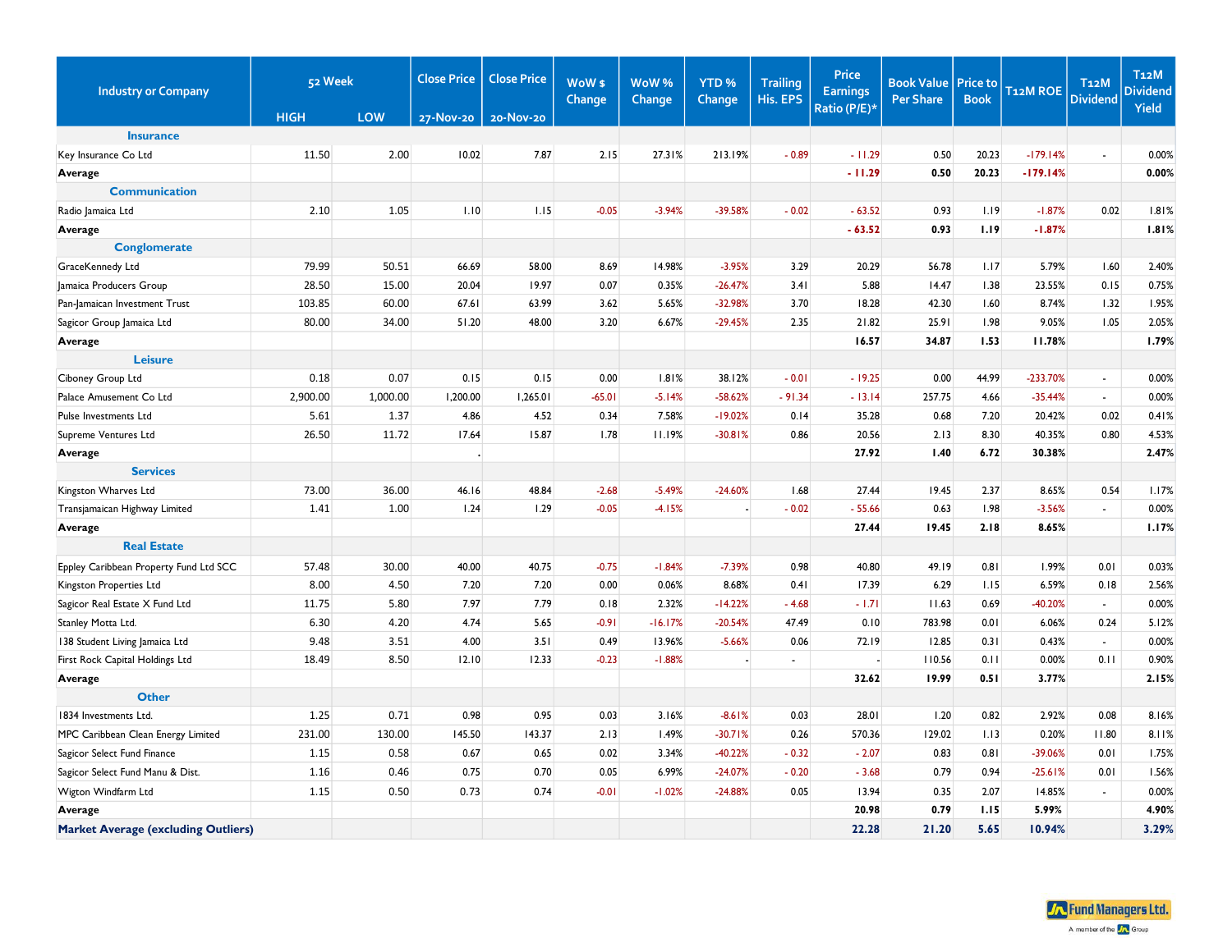| Industry or Company | 52 Week HIGH | 52 Week LOW | Close Price 27-Nov-20 | Close Price 20-Nov-20 | WoW $ Change | WoW % Change | YTD % Change | Trailing His. EPS | Price Earnings Ratio (P/E)* | Book Value Per Share | Price to Book | T12M ROE | T12M Dividend | T12M Dividend Yield |
|---|---|---|---|---|---|---|---|---|---|---|---|---|---|---|
| **Insurance** | | | | | | | | | | | | | | |
| Key Insurance Co Ltd | 11.50 | 2.00 | 10.02 | 7.87 | 2.15 | 27.31% | 213.19% | - 0.89 | - 11.29 | 0.50 | 20.23 | -179.14% | - | 0.00% |
| **Average** | | | | | | | | | **- 11.29** | **0.50** | **20.23** | **-179.14%** | | **0.00%** |
| **Communication** | | | | | | | | | | | | | | |
| Radio Jamaica Ltd | 2.10 | 1.05 | 1.10 | 1.15 | -0.05 | -3.94% | -39.58% | - 0.02 | - 63.52 | 0.93 | 1.19 | -1.87% | 0.02 | 1.81% |
| **Average** | | | | | | | | | **- 63.52** | **0.93** | **1.19** | **-1.87%** | | **1.81%** |
| **Conglomerate** | | | | | | | | | | | | | | |
| GraceKennedy Ltd | 79.99 | 50.51 | 66.69 | 58.00 | 8.69 | 14.98% | -3.95% | 3.29 | 20.29 | 56.78 | 1.17 | 5.79% | 1.60 | 2.40% |
| Jamaica Producers Group | 28.50 | 15.00 | 20.04 | 19.97 | 0.07 | 0.35% | -26.47% | 3.41 | 5.88 | 14.47 | 1.38 | 23.55% | 0.15 | 0.75% |
| Pan-Jamaican Investment Trust | 103.85 | 60.00 | 67.61 | 63.99 | 3.62 | 5.65% | -32.98% | 3.70 | 18.28 | 42.30 | 1.60 | 8.74% | 1.32 | 1.95% |
| Sagicor Group Jamaica Ltd | 80.00 | 34.00 | 51.20 | 48.00 | 3.20 | 6.67% | -29.45% | 2.35 | 21.82 | 25.91 | 1.98 | 9.05% | 1.05 | 2.05% |
| **Average** | | | | | | | | | **16.57** | **34.87** | **1.53** | **11.78%** | | **1.79%** |
| **Leisure** | | | | | | | | | | | | | | |
| Ciboney Group Ltd | 0.18 | 0.07 | 0.15 | 0.15 | 0.00 | 1.81% | 38.12% | - 0.01 | - 19.25 | 0.00 | 44.99 | -233.70% | - | 0.00% |
| Palace Amusement Co Ltd | 2,900.00 | 1,000.00 | 1,200.00 | 1,265.01 | -65.01 | -5.14% | -58.62% | - 91.34 | - 13.14 | 257.75 | 4.66 | -35.44% | - | 0.00% |
| Pulse Investments Ltd | 5.61 | 1.37 | 4.86 | 4.52 | 0.34 | 7.58% | -19.02% | 0.14 | 35.28 | 0.68 | 7.20 | 20.42% | 0.02 | 0.41% |
| Supreme Ventures Ltd | 26.50 | 11.72 | 17.64 | 15.87 | 1.78 | 11.19% | -30.81% | 0.86 | 20.56 | 2.13 | 8.30 | 40.35% | 0.80 | 4.53% |
| **Average** | | | . | | | | | | **27.92** | **1.40** | **6.72** | **30.38%** | | **2.47%** |
| **Services** | | | | | | | | | | | | | | |
| Kingston Wharves Ltd | 73.00 | 36.00 | 46.16 | 48.84 | -2.68 | -5.49% | -24.60% | 1.68 | 27.44 | 19.45 | 2.37 | 8.65% | 0.54 | 1.17% |
| Transjamaican Highway Limited | 1.41 | 1.00 | 1.24 | 1.29 | -0.05 | -4.15% | - | - 0.02 | - 55.66 | 0.63 | 1.98 | -3.56% | - | 0.00% |
| **Average** | | | | | | | | | **27.44** | **19.45** | **2.18** | **8.65%** | | **1.17%** |
| **Real Estate** | | | | | | | | | | | | | | |
| Eppley Caribbean Property Fund Ltd SCC | 57.48 | 30.00 | 40.00 | 40.75 | -0.75 | -1.84% | -7.39% | 0.98 | 40.80 | 49.19 | 0.81 | 1.99% | 0.01 | 0.03% |
| Kingston Properties Ltd | 8.00 | 4.50 | 7.20 | 7.20 | 0.00 | 0.06% | 8.68% | 0.41 | 17.39 | 6.29 | 1.15 | 6.59% | 0.18 | 2.56% |
| Sagicor Real Estate X Fund Ltd | 11.75 | 5.80 | 7.97 | 7.79 | 0.18 | 2.32% | -14.22% | - 4.68 | - 1.71 | 11.63 | 0.69 | -40.20% | - | 0.00% |
| Stanley Motta Ltd. | 6.30 | 4.20 | 4.74 | 5.65 | -0.91 | -16.17% | -20.54% | 47.49 | 0.10 | 783.98 | 0.01 | 6.06% | 0.24 | 5.12% |
| 138 Student Living Jamaica Ltd | 9.48 | 3.51 | 4.00 | 3.51 | 0.49 | 13.96% | -5.66% | 0.06 | 72.19 | 12.85 | 0.31 | 0.43% | - | 0.00% |
| First Rock Capital Holdings Ltd | 18.49 | 8.50 | 12.10 | 12.33 | -0.23 | -1.88% | - | - | - | 110.56 | 0.11 | 0.00% | 0.11 | 0.90% |
| **Average** | | | | | | | | | **32.62** | **19.99** | **0.51** | **3.77%** | | **2.15%** |
| **Other** | | | | | | | | | | | | | | |
| 1834 Investments Ltd. | 1.25 | 0.71 | 0.98 | 0.95 | 0.03 | 3.16% | -8.61% | 0.03 | 28.01 | 1.20 | 0.82 | 2.92% | 0.08 | 8.16% |
| MPC Caribbean Clean Energy Limited | 231.00 | 130.00 | 145.50 | 143.37 | 2.13 | 1.49% | -30.71% | 0.26 | 570.36 | 129.02 | 1.13 | 0.20% | 11.80 | 8.11% |
| Sagicor Select Fund Finance | 1.15 | 0.58 | 0.67 | 0.65 | 0.02 | 3.34% | -40.22% | - 0.32 | - 2.07 | 0.83 | 0.81 | -39.06% | 0.01 | 1.75% |
| Sagicor Select Fund Manu & Dist. | 1.16 | 0.46 | 0.75 | 0.70 | 0.05 | 6.99% | -24.07% | - 0.20 | - 3.68 | 0.79 | 0.94 | -25.61% | 0.01 | 1.56% |
| Wigton Windfarm Ltd | 1.15 | 0.50 | 0.73 | 0.74 | -0.01 | -1.02% | -24.88% | 0.05 | 13.94 | 0.35 | 2.07 | 14.85% | - | 0.00% |
| **Average** | | | | | | | | | **20.98** | **0.79** | **1.15** | **5.99%** | | **4.90%** |
| **Market Average (excluding Outliers)** | | | | | | | | | **22.28** | **21.20** | **5.65** | **10.94%** | | **3.29%** |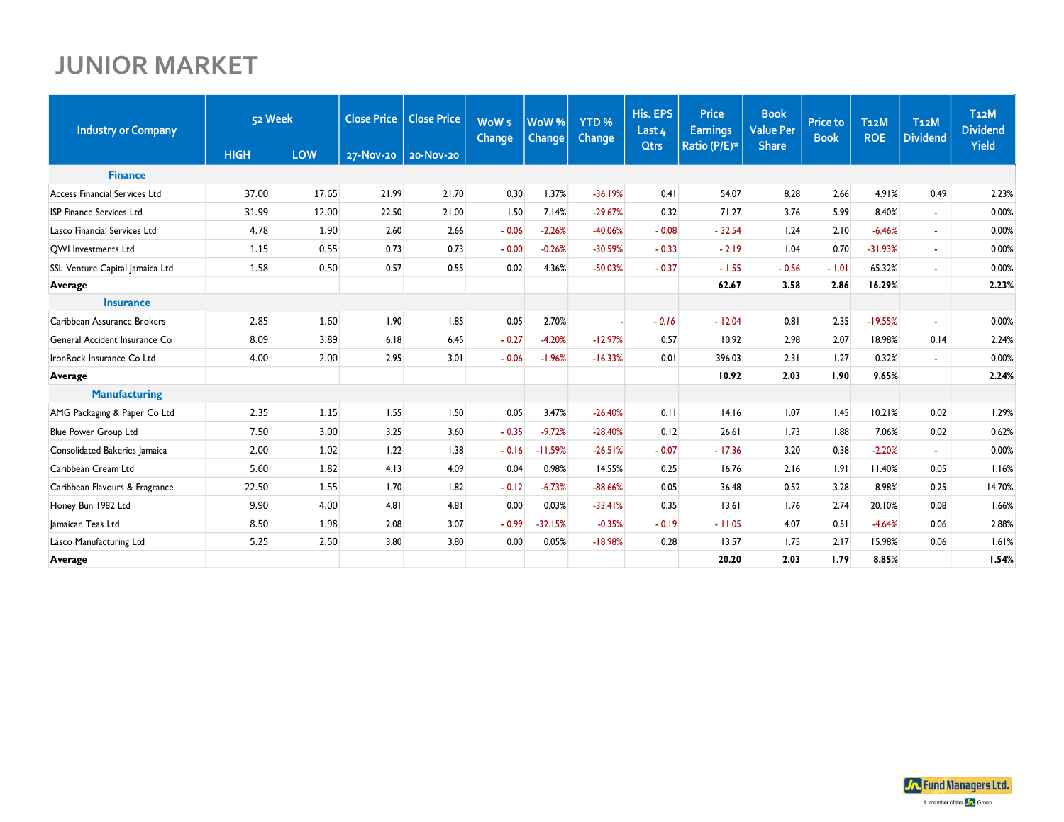# JUNIOR MARKET

| Industry or Company | 52 Week | | Close Price | Close Price | WoW $ Change | WoW % Change | YTD % Change | His. EPS Last 4 Qtrs | Price Earnings Ratio (P/E)* | Book Value Per Share | Price to Book | T12M ROE | T12M Dividend | T12M Dividend Yield |
|---|---|---|---|---|---|---|---|---|---|---|---|---|---|---|
| | HIGH | LOW | 27-Nov-20 | 20-Nov-20 | | | | | | | | | | |
| **Finance** | | | | | | | | | | | | | | |
| Access Financial Services Ltd | 37.00 | 17.65 | 21.99 | 21.70 | 0.30 | 1.37% | -36.19% | 0.41 | 54.07 | 8.28 | 2.66 | 4.91% | 0.49 | 2.23% |
| ISP Finance Services Ltd | 31.99 | 12.00 | 22.50 | 21.00 | 1.50 | 7.14% | -29.67% | 0.32 | 71.27 | 3.76 | 5.99 | 8.40% | - | 0.00% |
| Lasco Financial Services Ltd | 4.78 | 1.90 | 2.60 | 2.66 | - 0.06 | -2.26% | -40.06% | - 0.08 | - 32.54 | 1.24 | 2.10 | -6.46% | - | 0.00% |
| QWI Investments Ltd | 1.15 | 0.55 | 0.73 | 0.73 | - 0.00 | -0.26% | -30.59% | - 0.33 | - 2.19 | 1.04 | 0.70 | -31.93% | - | 0.00% |
| SSL Venture Capital Jamaica Ltd | 1.58 | 0.50 | 0.57 | 0.55 | 0.02 | 4.36% | -50.03% | - 0.37 | - 1.55 | - 0.56 | - 1.01 | 65.32% | - | 0.00% |
| **Average** | | | | | | | | | **62.67** | **3.58** | **2.86** | **16.29%** | | **2.23%** |
| **Insurance** | | | | | | | | | | | | | | |
| Caribbean Assurance Brokers | 2.85 | 1.60 | 1.90 | 1.85 | 0.05 | 2.70% | - | *- 0.16* | - 12.04 | 0.81 | 2.35 | -19.55% | - | 0.00% |
| General Accident Insurance Co | 8.09 | 3.89 | 6.18 | 6.45 | - 0.27 | -4.20% | -12.97% | 0.57 | 10.92 | 2.98 | 2.07 | 18.98% | 0.14 | 2.24% |
| IronRock Insurance Co Ltd | 4.00 | 2.00 | 2.95 | 3.01 | - 0.06 | -1.96% | -16.33% | 0.01 | 396.03 | 2.31 | 1.27 | 0.32% | - | 0.00% |
| **Average** | | | | | | | | | **10.92** | **2.03** | **1.90** | **9.65%** | | **2.24%** |
| **Manufacturing** | | | | | | | | | | | | | | |
| AMG Packaging & Paper Co Ltd | 2.35 | 1.15 | 1.55 | 1.50 | 0.05 | 3.47% | -26.40% | 0.11 | 14.16 | 1.07 | 1.45 | 10.21% | 0.02 | 1.29% |
| Blue Power Group Ltd | 7.50 | 3.00 | 3.25 | 3.60 | - 0.35 | -9.72% | -28.40% | 0.12 | 26.61 | 1.73 | 1.88 | 7.06% | 0.02 | 0.62% |
| Consolidated Bakeries Jamaica | 2.00 | 1.02 | 1.22 | 1.38 | - 0.16 | -11.59% | -26.51% | - 0.07 | - 17.36 | 3.20 | 0.38 | -2.20% | - | 0.00% |
| Caribbean Cream Ltd | 5.60 | 1.82 | 4.13 | 4.09 | 0.04 | 0.98% | 14.55% | 0.25 | 16.76 | 2.16 | 1.91 | 11.40% | 0.05 | 1.16% |
| Caribbean Flavours & Fragrance | 22.50 | 1.55 | 1.70 | 1.82 | - 0.12 | -6.73% | -88.66% | 0.05 | 36.48 | 0.52 | 3.28 | 8.98% | 0.25 | 14.70% |
| Honey Bun 1982 Ltd | 9.90 | 4.00 | 4.81 | 4.81 | 0.00 | 0.03% | -33.41% | 0.35 | 13.61 | 1.76 | 2.74 | 20.10% | 0.08 | 1.66% |
| Jamaican Teas Ltd | 8.50 | 1.98 | 2.08 | 3.07 | - 0.99 | -32.15% | -0.35% | - 0.19 | - 11.05 | 4.07 | 0.51 | -4.64% | 0.06 | 2.88% |
| Lasco Manufacturing Ltd | 5.25 | 2.50 | 3.80 | 3.80 | 0.00 | 0.05% | -18.98% | 0.28 | 13.57 | 1.75 | 2.17 | 15.98% | 0.06 | 1.61% |
| **Average** | | | | | | | | | **20.20** | **2.03** | **1.79** | **8.85%** | | **1.54%** |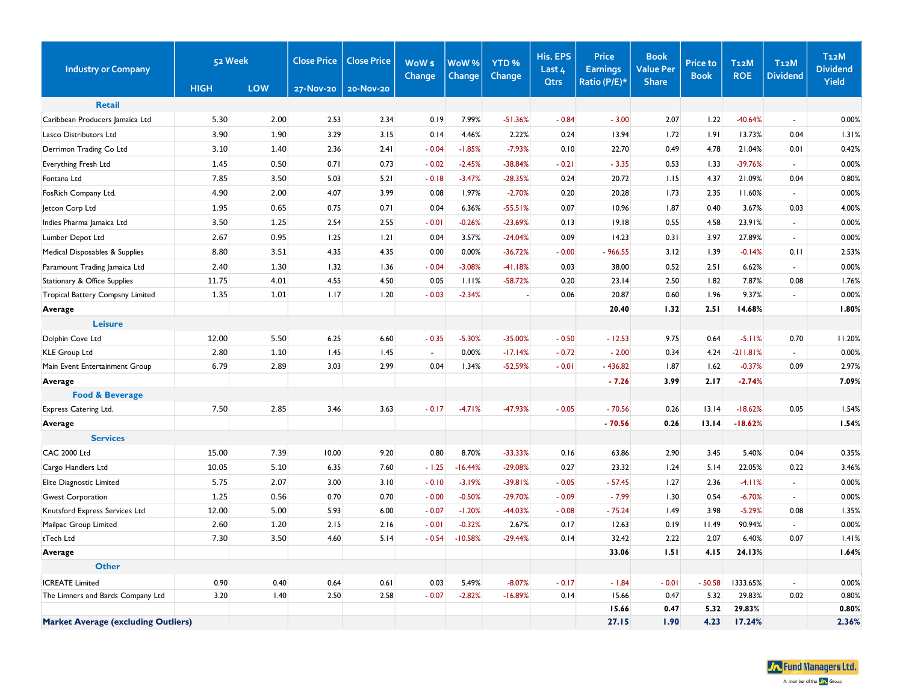| Industry or Company | 52 Week HIGH | 52 Week LOW | Close Price 27-Nov-20 | Close Price 20-Nov-20 | WoW $ Change | WoW % Change | YTD % Change | His. EPS Last 4 Qtrs | Price Earnings Ratio (P/E)* | Book Value Per Share | Price to Book | T12M ROE | T12M Dividend | T12M Dividend Yield |
|---|---|---|---|---|---|---|---|---|---|---|---|---|---|---|
| **Retail** | | | | | | | | | | | | | | |
| Caribbean Producers Jamaica Ltd | 5.30 | 2.00 | 2.53 | 2.34 | 0.19 | 7.99% | -51.36% | - 0.84 | - 3.00 | 2.07 | 1.22 | -40.64% | - | 0.00% |
| Lasco Distributors Ltd | 3.90 | 1.90 | 3.29 | 3.15 | 0.14 | 4.46% | 2.22% | 0.24 | 13.94 | 1.72 | 1.91 | 13.73% | 0.04 | 1.31% |
| Derrimon Trading Co Ltd | 3.10 | 1.40 | 2.36 | 2.41 | - 0.04 | -1.85% | -7.93% | 0.10 | 22.70 | 0.49 | 4.78 | 21.04% | 0.01 | 0.42% |
| Everything Fresh Ltd | 1.45 | 0.50 | 0.71 | 0.73 | - 0.02 | -2.45% | -38.84% | - 0.21 | - 3.35 | 0.53 | 1.33 | -39.76% | - | 0.00% |
| Fontana Ltd | 7.85 | 3.50 | 5.03 | 5.21 | - 0.18 | -3.47% | -28.35% | 0.24 | 20.72 | 1.15 | 4.37 | 21.09% | 0.04 | 0.80% |
| FosRich Company Ltd. | 4.90 | 2.00 | 4.07 | 3.99 | 0.08 | 1.97% | -2.70% | 0.20 | 20.28 | 1.73 | 2.35 | 11.60% | - | 0.00% |
| Jetcon Corp Ltd | 1.95 | 0.65 | 0.75 | 0.71 | 0.04 | 6.36% | -55.51% | 0.07 | 10.96 | 1.87 | 0.40 | 3.67% | 0.03 | 4.00% |
| Indies Pharma Jamaica Ltd | 3.50 | 1.25 | 2.54 | 2.55 | - 0.01 | -0.26% | -23.69% | 0.13 | 19.18 | 0.55 | 4.58 | 23.91% | - | 0.00% |
| Lumber Depot Ltd | 2.67 | 0.95 | 1.25 | 1.21 | 0.04 | 3.57% | -24.04% | 0.09 | 14.23 | 0.31 | 3.97 | 27.89% | - | 0.00% |
| Medical Disposables & Supplies | 8.80 | 3.51 | 4.35 | 4.35 | 0.00 | 0.00% | -36.72% | - 0.00 | - 966.55 | 3.12 | 1.39 | -0.14% | 0.11 | 2.53% |
| Paramount Trading Jamaica Ltd | 2.40 | 1.30 | 1.32 | 1.36 | - 0.04 | -3.08% | -41.18% | 0.03 | 38.00 | 0.52 | 2.51 | 6.62% | - | 0.00% |
| Stationary & Office Supplies | 11.75 | 4.01 | 4.55 | 4.50 | 0.05 | 1.11% | -58.72% | 0.20 | 23.14 | 2.50 | 1.82 | 7.87% | 0.08 | 1.76% |
| Tropical Battery Compsny Limited | 1.35 | 1.01 | 1.17 | 1.20 | - 0.03 | -2.34% | - | 0.06 | 20.87 | 0.60 | 1.96 | 9.37% | - | 0.00% |
| **Average** | | | | | | | | | **20.40** | **1.32** | **2.51** | **14.68%** | | **1.80%** |
| **Leisure** | | | | | | | | | | | | | | |
| Dolphin Cove Ltd | 12.00 | 5.50 | 6.25 | 6.60 | - 0.35 | -5.30% | -35.00% | - 0.50 | - 12.53 | 9.75 | 0.64 | -5.11% | 0.70 | 11.20% |
| KLE Group Ltd | 2.80 | 1.10 | 1.45 | 1.45 | - | 0.00% | -17.14% | - 0.72 | - 2.00 | 0.34 | 4.24 | -211.81% | - | 0.00% |
| Main Event Entertainment Group | 6.79 | 2.89 | 3.03 | 2.99 | 0.04 | 1.34% | -52.59% | - 0.01 | - 436.82 | 1.87 | 1.62 | -0.37% | 0.09 | 2.97% |
| **Average** | | | | | | | | | **- 7.26** | **3.99** | **2.17** | **-2.74%** | | **7.09%** |
| **Food & Beverage** | | | | | | | | | | | | | | |
| Express Catering Ltd. | 7.50 | 2.85 | 3.46 | 3.63 | - 0.17 | -4.71% | -47.93% | - 0.05 | - 70.56 | 0.26 | 13.14 | -18.62% | 0.05 | 1.54% |
| **Average** | | | | | | | | | **- 70.56** | **0.26** | **13.14** | **-18.62%** | | **1.54%** |
| **Services** | | | | | | | | | | | | | | |
| CAC 2000 Ltd | 15.00 | 7.39 | 10.00 | 9.20 | 0.80 | 8.70% | -33.33% | 0.16 | 63.86 | 2.90 | 3.45 | 5.40% | 0.04 | 0.35% |
| Cargo Handlers Ltd | 10.05 | 5.10 | 6.35 | 7.60 | - 1.25 | -16.44% | -29.08% | 0.27 | 23.32 | 1.24 | 5.14 | 22.05% | 0.22 | 3.46% |
| Elite Diagnostic Limited | 5.75 | 2.07 | 3.00 | 3.10 | - 0.10 | -3.19% | -39.81% | - 0.05 | - 57.45 | 1.27 | 2.36 | -4.11% | - | 0.00% |
| Gwest Corporation | 1.25 | 0.56 | 0.70 | 0.70 | - 0.00 | -0.50% | -29.70% | - 0.09 | - 7.99 | 1.30 | 0.54 | -6.70% | - | 0.00% |
| Knutsford Express Services Ltd | 12.00 | 5.00 | 5.93 | 6.00 | - 0.07 | -1.20% | -44.03% | - 0.08 | - 75.24 | 1.49 | 3.98 | -5.29% | 0.08 | 1.35% |
| Mailpac Group Limited | 2.60 | 1.20 | 2.15 | 2.16 | - 0.01 | -0.32% | 2.67% | 0.17 | 12.63 | 0.19 | 11.49 | 90.94% | - | 0.00% |
| tTech Ltd | 7.30 | 3.50 | 4.60 | 5.14 | - 0.54 | -10.58% | -29.44% | 0.14 | 32.42 | 2.22 | 2.07 | 6.40% | 0.07 | 1.41% |
| **Average** | | | | | | | | | **33.06** | **1.51** | **4.15** | **24.13%** | | **1.64%** |
| **Other** | | | | | | | | | | | | | | |
| ICREATE Limited | 0.90 | 0.40 | 0.64 | 0.61 | 0.03 | 5.49% | -8.07% | - 0.17 | - 1.84 | - 0.01 | - 50.58 | 1333.65% | - | 0.00% |
| The Limners and Bards Company Ltd | 3.20 | 1.40 | 2.50 | 2.58 | - 0.07 | -2.82% | -16.89% | 0.14 | 15.66 | 0.47 | 5.32 | 29.83% | 0.02 | 0.80% |
| | | | | | | | | | **15.66** | **0.47** | **5.32** | **29.83%** | | **0.80%** |
| **Market Average (excluding Outliers)** | | | | | | | | | **27.15** | **1.90** | **4.23** | **17.24%** | | **2.36%** |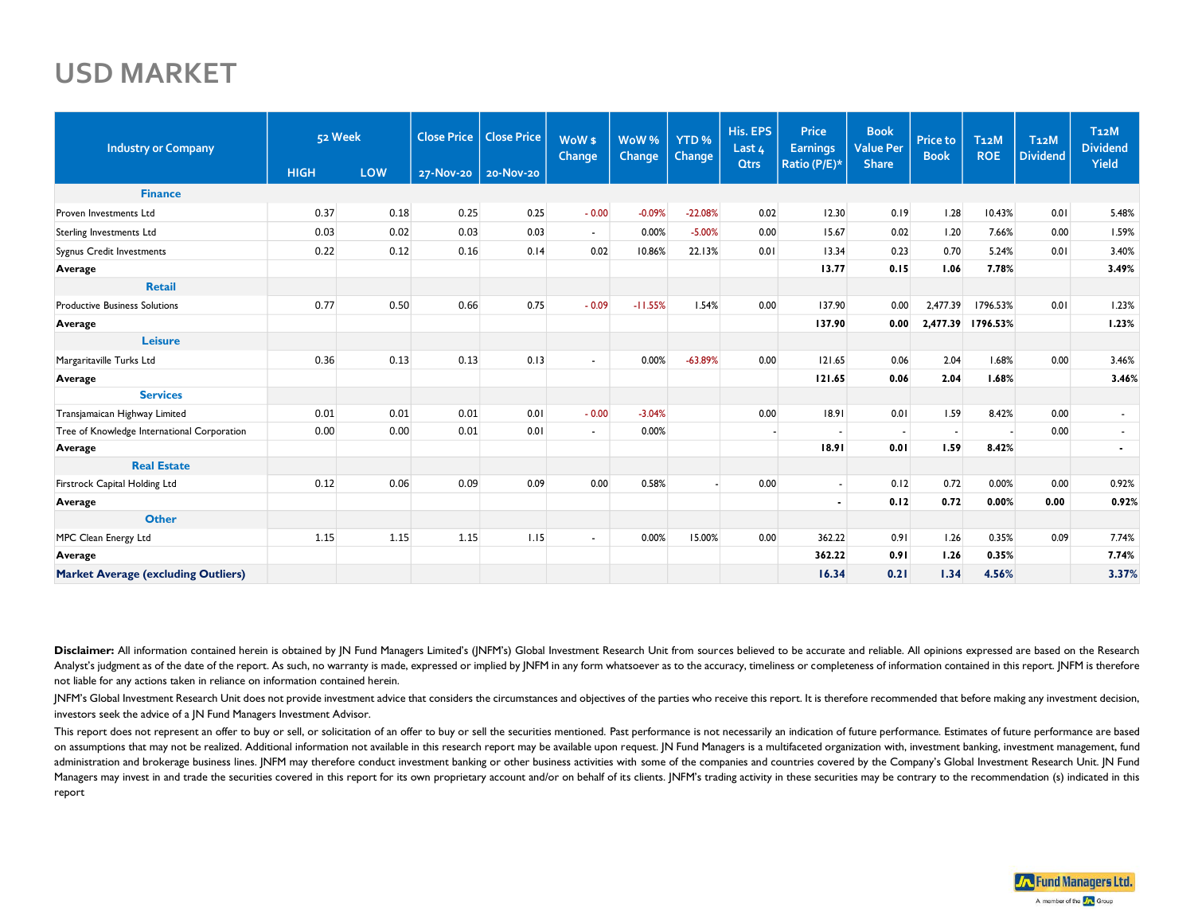# USD MARKET

| Industry or Company | 52 Week HIGH | 52 Week LOW | Close Price 27-Nov-20 | Close Price 20-Nov-20 | WoW $ Change | WoW % Change | YTD % Change | His. EPS Last 4 Qtrs | Price Earnings Ratio (P/E)* | Book Value Per Share | Price to Book | T12M ROE | T12M Dividend | T12M Dividend Yield |
|---|---|---|---|---|---|---|---|---|---|---|---|---|---|---|
| **Finance** | | | | | | | | | | | | | | |
| Proven Investments Ltd | 0.37 | 0.18 | 0.25 | 0.25 | - 0.00 | -0.09% | -22.08% | 0.02 | 12.30 | 0.19 | 1.28 | 10.43% | 0.01 | 5.48% |
| Sterling Investments Ltd | 0.03 | 0.02 | 0.03 | 0.03 | - | 0.00% | -5.00% | 0.00 | 15.67 | 0.02 | 1.20 | 7.66% | 0.00 | 1.59% |
| Sygnus Credit Investments | 0.22 | 0.12 | 0.16 | 0.14 | 0.02 | 10.86% | 22.13% | 0.01 | 13.34 | 0.23 | 0.70 | 5.24% | 0.01 | 3.40% |
| **Average** | | | | | | | | | **13.77** | **0.15** | **1.06** | **7.78%** | | **3.49%** |
| **Retail** | | | | | | | | | | | | | | |
| Productive Business Solutions | 0.77 | 0.50 | 0.66 | 0.75 | - 0.09 | -11.55% | 1.54% | 0.00 | 137.90 | 0.00 | 2,477.39 | 1796.53% | 0.01 | 1.23% |
| **Average** | | | | | | | | | **137.90** | **0.00** | **2,477.39** | **1796.53%** | | **1.23%** |
| **Leisure** | | | | | | | | | | | | | | |
| Margaritaville Turks Ltd | 0.36 | 0.13 | 0.13 | 0.13 | - | 0.00% | -63.89% | 0.00 | 121.65 | 0.06 | 2.04 | 1.68% | 0.00 | 3.46% |
| **Average** | | | | | | | | | **121.65** | **0.06** | **2.04** | **1.68%** | | **3.46%** |
| **Services** | | | | | | | | | | | | | | |
| Transjamaican Highway Limited | 0.01 | 0.01 | 0.01 | 0.01 | - 0.00 | -3.04% | | 0.00 | 18.91 | 0.01 | 1.59 | 8.42% | 0.00 | - |
| Tree of Knowledge International Corporation | 0.00 | 0.00 | 0.01 | 0.01 | - | 0.00% | | - | - | - | - | - | 0.00 | - |
| **Average** | | | | | | | | | **18.91** | **0.01** | **1.59** | **8.42%** | | **-** |
| **Real Estate** | | | | | | | | | | | | | | |
| Firstrock Capital Holding Ltd | 0.12 | 0.06 | 0.09 | 0.09 | 0.00 | 0.58% | - | 0.00 | - | 0.12 | 0.72 | 0.00% | 0.00 | 0.92% |
| **Average** | | | | | | | | | **-** | **0.12** | **0.72** | **0.00%** | **0.00** | **0.92%** |
| **Other** | | | | | | | | | | | | | | |
| MPC Clean Energy Ltd | 1.15 | 1.15 | 1.15 | 1.15 | - | 0.00% | 15.00% | 0.00 | 362.22 | 0.91 | 1.26 | 0.35% | 0.09 | 7.74% |
| **Average** | | | | | | | | | **362.22** | **0.91** | **1.26** | **0.35%** | | **7.74%** |
| **Market Average (excluding Outliers)** | | | | | | | | | **16.34** | **0.21** | **1.34** | **4.56%** | | **3.37%** |

**Disclaimer:** All information contained herein is obtained by JN Fund Managers Limited's (JNFM's) Global Investment Research Unit from sources believed to be accurate and reliable. All opinions expressed are based on the Research Analyst's judgment as of the date of the report. As such, no warranty is made, expressed or implied by JNFM in any form whatsoever as to the accuracy, timeliness or completeness of information contained in this report. JNFM is therefore not liable for any actions taken in reliance on information contained herein.

JNFM's Global Investment Research Unit does not provide investment advice that considers the circumstances and objectives of the parties who receive this report. It is therefore recommended that before making any investment decision, investors seek the advice of a JN Fund Managers Investment Advisor.

This report does not represent an offer to buy or sell, or solicitation of an offer to buy or sell the securities mentioned. Past performance is not necessarily an indication of future performance. Estimates of future performance are based on assumptions that may not be realized. Additional information not available in this research report may be available upon request. JN Fund Managers is a multifaceted organization with, investment banking, investment management, fund administration and brokerage business lines. JNFM may therefore conduct investment banking or other business activities with some of the companies and countries covered by the Company's Global Investment Research Unit. JN Fund Managers may invest in and trade the securities covered in this report for its own proprietary account and/or on behalf of its clients. JNFM's trading activity in these securities may be contrary to the recommendation (s) indicated in this report

Fund Managers Ltd.
A member of the JN Group